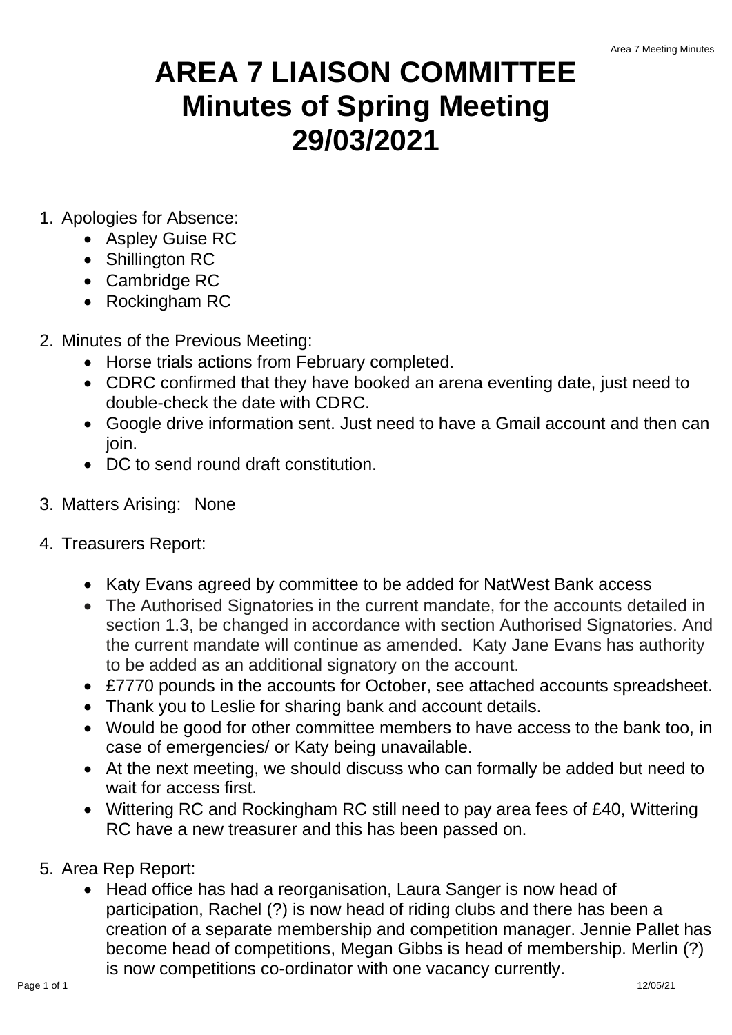# AREA 7 LIAISON COMMITTEE
# Minutes of Spring Meeting
# 29/03/2021

1. Apologies for Absence:
   - Aspley Guise RC
   - Shillington RC
   - Cambridge RC
   - Rockingham RC

2. Minutes of the Previous Meeting:
   - Horse trials actions from February completed.
   - CDRC confirmed that they have booked an arena eventing date, just need to double-check the date with CDRC.
   - Google drive information sent. Just need to have a Gmail account and then can join.
   - DC to send round draft constitution.

3. Matters Arising: None

4. Treasurers Report:
   - Katy Evans agreed by committee to be added for NatWest Bank access
   - The Authorised Signatories in the current mandate, for the accounts detailed in section 1.3, be changed in accordance with section Authorised Signatories. And the current mandate will continue as amended. Katy Jane Evans has authority to be added as an additional signatory on the account.
   - £7770 pounds in the accounts for October, see attached accounts spreadsheet.
   - Thank you to Leslie for sharing bank and account details.
   - Would be good for other committee members to have access to the bank too, in case of emergencies/ or Katy being unavailable.
   - At the next meeting, we should discuss who can formally be added but need to wait for access first.
   - Wittering RC and Rockingham RC still need to pay area fees of £40, Wittering RC have a new treasurer and this has been passed on.

5. Area Rep Report:
   - Head office has had a reorganisation, Laura Sanger is now head of participation, Rachel (?) is now head of riding clubs and there has been a creation of a separate membership and competition manager. Jennie Pallet has become head of competitions, Megan Gibbs is head of membership. Merlin (?) is now competitions co-ordinator with one vacancy currently.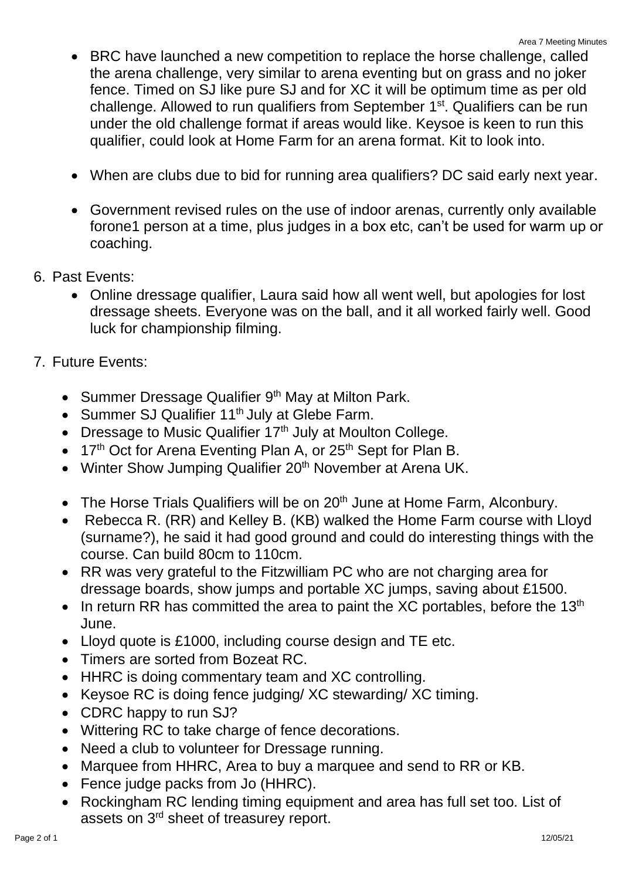- BRC have launched a new competition to replace the horse challenge, called the arena challenge, very similar to arena eventing but on grass and no joker fence. Timed on SJ like pure SJ and for XC it will be optimum time as per old challenge. Allowed to run qualifiers from September 1st. Qualifiers can be run under the old challenge format if areas would like. Keysoe is keen to run this qualifier, could look at Home Farm for an arena format. Kit to look into.

- When are clubs due to bid for running area qualifiers? DC said early next year.

- Government revised rules on the use of indoor arenas, currently only available forone1 person at a time, plus judges in a box etc, can't be used for warm up or coaching.

6. Past Events:
   - Online dressage qualifier, Laura said how all went well, but apologies for lost dressage sheets. Everyone was on the ball, and it all worked fairly well. Good luck for championship filming.

7. Future Events:

   - Summer Dressage Qualifier 9th May at Milton Park.
   - Summer SJ Qualifier 11th July at Glebe Farm.
   - Dressage to Music Qualifier 17th July at Moulton College.
   - 17th Oct for Arena Eventing Plan A, or 25th Sept for Plan B.
   - Winter Show Jumping Qualifier 20th November at Arena UK.

   - The Horse Trials Qualifiers will be on 20th June at Home Farm, Alconbury.
   - Rebecca R. (RR) and Kelley B. (KB) walked the Home Farm course with Lloyd (surname?), he said it had good ground and could do interesting things with the course. Can build 80cm to 110cm.
   - RR was very grateful to the Fitzwilliam PC who are not charging area for dressage boards, show jumps and portable XC jumps, saving about £1500.
   - In return RR has committed the area to paint the XC portables, before the 13th June.
   - Lloyd quote is £1000, including course design and TE etc.
   - Timers are sorted from Bozeat RC.
   - HHRC is doing commentary team and XC controlling.
   - Keysoe RC is doing fence judging/ XC stewarding/ XC timing.
   - CDRC happy to run SJ?
   - Wittering RC to take charge of fence decorations.
   - Need a club to volunteer for Dressage running.
   - Marquee from HHRC, Area to buy a marquee and send to RR or KB.
   - Fence judge packs from Jo (HHRC).
   - Rockingham RC lending timing equipment and area has full set too. List of assets on 3rd sheet of treasurey report.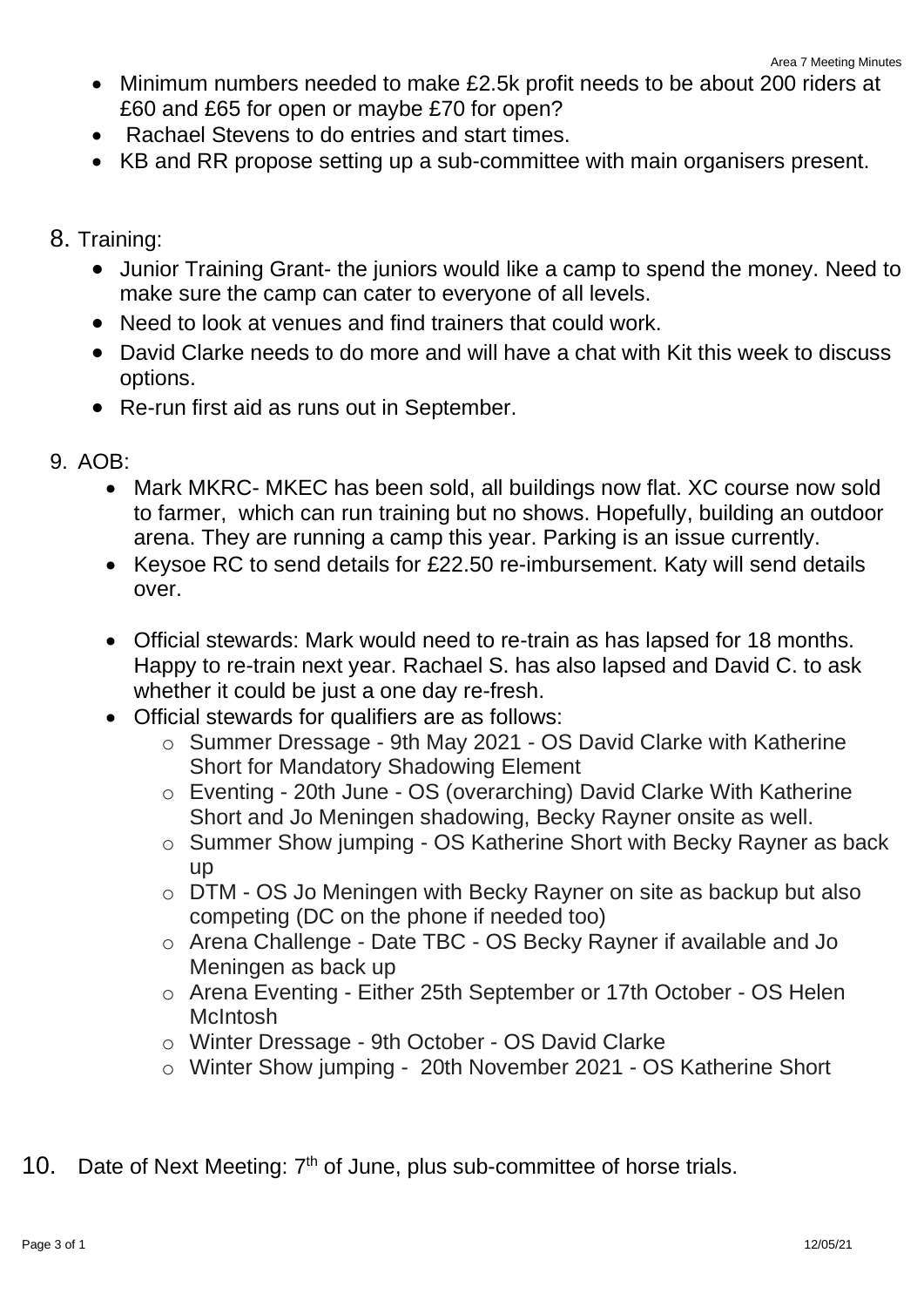- Minimum numbers needed to make £2.5k profit needs to be about 200 riders at £60 and £65 for open or maybe £70 for open?
- Rachael Stevens to do entries and start times.
- KB and RR propose setting up a sub-committee with main organisers present.

8. Training:
    - Junior Training Grant- the juniors would like a camp to spend the money. Need to make sure the camp can cater to everyone of all levels.
    - Need to look at venues and find trainers that could work.
    - David Clarke needs to do more and will have a chat with Kit this week to discuss options.
    - Re-run first aid as runs out in September.

9. AOB:
    - Mark MKRC- MKEC has been sold, all buildings now flat. XC course now sold to farmer, which can run training but no shows. Hopefully, building an outdoor arena. They are running a camp this year. Parking is an issue currently.
    - Keysoe RC to send details for £22.50 re-imbursement. Katy will send details over.
    - Official stewards: Mark would need to re-train as has lapsed for 18 months. Happy to re-train next year. Rachael S. has also lapsed and David C. to ask whether it could be just a one day re-fresh.
    - Official stewards for qualifiers are as follows:
        - Summer Dressage - 9th May 2021 - OS David Clarke with Katherine Short for Mandatory Shadowing Element
        - Eventing - 20th June - OS (overarching) David Clarke With Katherine Short and Jo Meningen shadowing, Becky Rayner onsite as well.
        - Summer Show jumping - OS Katherine Short with Becky Rayner as back up
        - DTM - OS Jo Meningen with Becky Rayner on site as backup but also competing (DC on the phone if needed too)
        - Arena Challenge - Date TBC - OS Becky Rayner if available and Jo Meningen as back up
        - Arena Eventing - Either 25th September or 17th October - OS Helen McIntosh
        - Winter Dressage - 9th October - OS David Clarke
        - Winter Show jumping - 20th November 2021 - OS Katherine Short

10. Date of Next Meeting: 7th of June, plus sub-committee of horse trials.